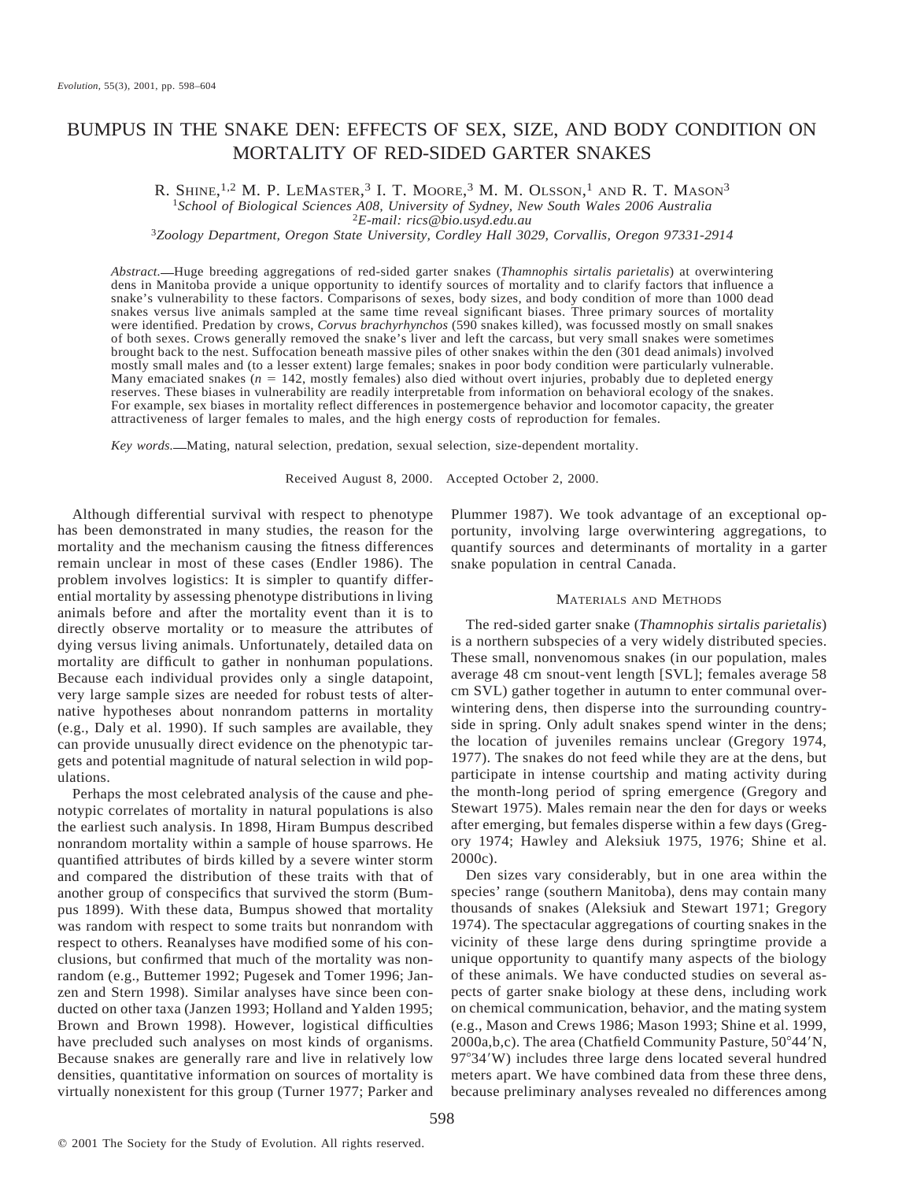# BUMPUS IN THE SNAKE DEN: EFFECTS OF SEX, SIZE, AND BODY CONDITION ON MORTALITY OF RED-SIDED GARTER SNAKES

R. Shine,[1,2] M. P. LeMaster,[3] I. T. Moore,[3] M. M. Olsson,[1] and R. T. Mason[3]

[1]*School of Biological Sciences A08, University of Sydney, New South Wales 2006 Australia*
[2]*E-mail: rics@bio.usyd.edu.au*
[3]*Zoology Department, Oregon State University, Cordley Hall 3029, Corvallis, Oregon 97331-2914*

*Abstract.*—Huge breeding aggregations of red-sided garter snakes (*Thamnophis sirtalis parietalis*) at overwintering dens in Manitoba provide a unique opportunity to identify sources of mortality and to clarify factors that influence a snake's vulnerability to these factors. Comparisons of sexes, body sizes, and body condition of more than 1000 dead snakes versus live animals sampled at the same time reveal significant biases. Three primary sources of mortality were identified. Predation by crows, *Corvus brachyrhynchos* (590 snakes killed), was focussed mostly on small snakes of both sexes. Crows generally removed the snake's liver and left the carcass, but very small snakes were sometimes brought back to the nest. Suffocation beneath massive piles of other snakes within the den (301 dead animals) involved mostly small males and (to a lesser extent) large females; snakes in poor body condition were particularly vulnerable. Many emaciated snakes ($n = 142$, mostly females) also died without overt injuries, probably due to depleted energy reserves. These biases in vulnerability are readily interpretable from information on behavioral ecology of the snakes. For example, sex biases in mortality reflect differences in postemergence behavior and locomotor capacity, the greater attractiveness of larger females to males, and the high energy costs of reproduction for females.

*Key words.*—Mating, natural selection, predation, sexual selection, size-dependent mortality.

Received August 8, 2000. Accepted October 2, 2000.

Although differential survival with respect to phenotype has been demonstrated in many studies, the reason for the mortality and the mechanism causing the fitness differences remain unclear in most of these cases (Endler 1986). The problem involves logistics: It is simpler to quantify differential mortality by assessing phenotype distributions in living animals before and after the mortality event than it is to directly observe mortality or to measure the attributes of dying versus living animals. Unfortunately, detailed data on mortality are difficult to gather in nonhuman populations. Because each individual provides only a single datapoint, very large sample sizes are needed for robust tests of alternative hypotheses about nonrandom patterns in mortality (e.g., Daly et al. 1990). If such samples are available, they can provide unusually direct evidence on the phenotypic targets and potential magnitude of natural selection in wild populations.

Perhaps the most celebrated analysis of the cause and phenotypic correlates of mortality in natural populations is also the earliest such analysis. In 1898, Hiram Bumpus described nonrandom mortality within a sample of house sparrows. He quantified attributes of birds killed by a severe winter storm and compared the distribution of these traits with that of another group of conspecifics that survived the storm (Bumpus 1899). With these data, Bumpus showed that mortality was random with respect to some traits but nonrandom with respect to others. Reanalyses have modified some of his conclusions, but confirmed that much of the mortality was nonrandom (e.g., Buttemer 1992; Pugesek and Tomer 1996; Janzen and Stern 1998). Similar analyses have since been conducted on other taxa (Janzen 1993; Holland and Yalden 1995; Brown and Brown 1998). However, logistical difficulties have precluded such analyses on most kinds of organisms. Because snakes are generally rare and live in relatively low densities, quantitative information on sources of mortality is virtually nonexistent for this group (Turner 1977; Parker and Plummer 1987). We took advantage of an exceptional opportunity, involving large overwintering aggregations, to quantify sources and determinants of mortality in a garter snake population in central Canada.

## Materials and Methods

The red-sided garter snake (*Thamnophis sirtalis parietalis*) is a northern subspecies of a very widely distributed species. These small, nonvenomous snakes (in our population, males average 48 cm snout-vent length [SVL]; females average 58 cm SVL) gather together in autumn to enter communal overwintering dens, then disperse into the surrounding countryside in spring. Only adult snakes spend winter in the dens; the location of juveniles remains unclear (Gregory 1974, 1977). The snakes do not feed while they are at the dens, but participate in intense courtship and mating activity during the month-long period of spring emergence (Gregory and Stewart 1975). Males remain near the den for days or weeks after emerging, but females disperse within a few days (Gregory 1974; Hawley and Aleksiuk 1975, 1976; Shine et al. 2000c).

Den sizes vary considerably, but in one area within the species' range (southern Manitoba), dens may contain many thousands of snakes (Aleksiuk and Stewart 1971; Gregory 1974). The spectacular aggregations of courting snakes in the vicinity of these large dens during springtime provide a unique opportunity to quantify many aspects of the biology of these animals. We have conducted studies on several aspects of garter snake biology at these dens, including work on chemical communication, behavior, and the mating system (e.g., Mason and Crews 1986; Mason 1993; Shine et al. 1999, 2000a,b,c). The area (Chatfield Community Pasture, 50°44′N, 97°34′W) includes three large dens located several hundred meters apart. We have combined data from these three dens, because preliminary analyses revealed no differences among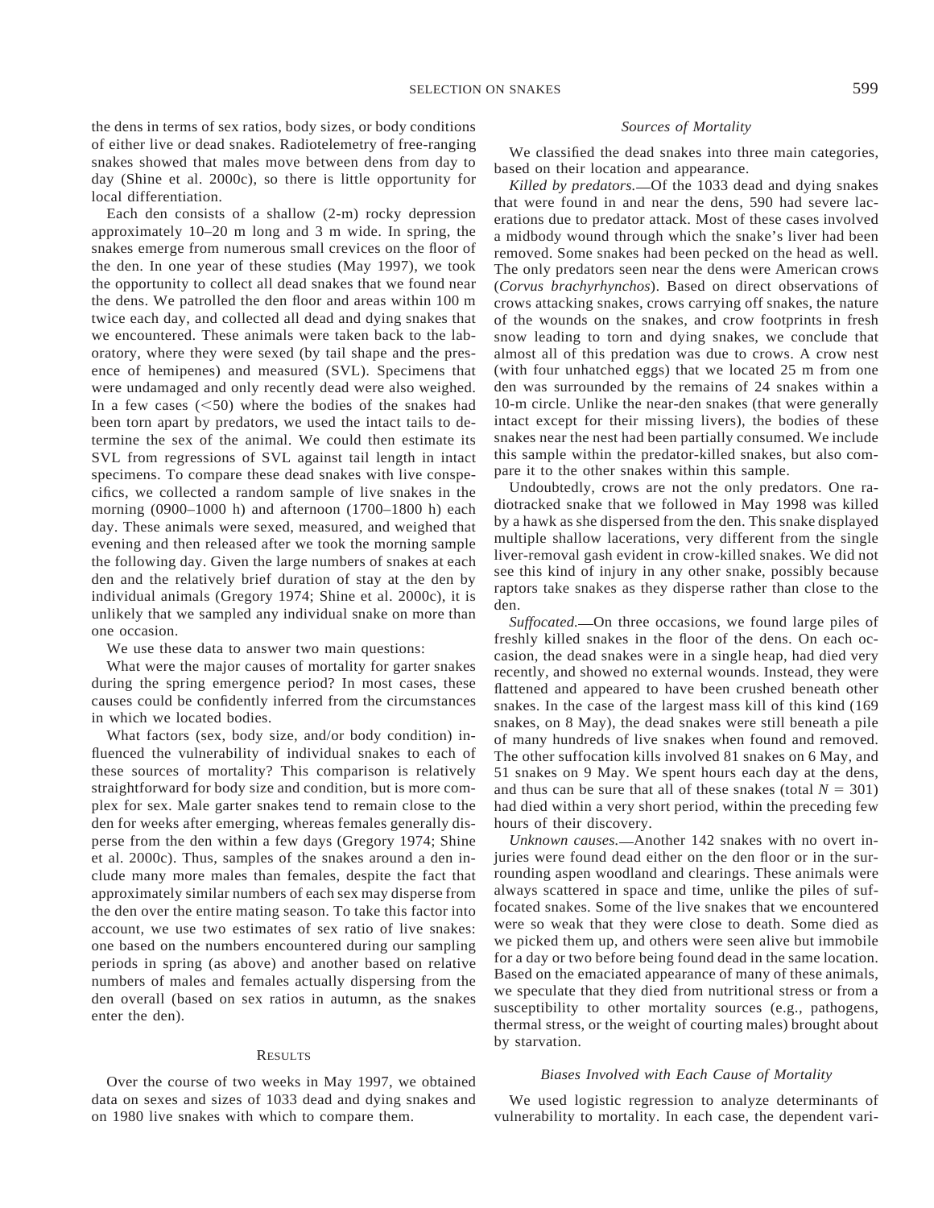the dens in terms of sex ratios, body sizes, or body conditions of either live or dead snakes. Radiotelemetry of free-ranging snakes showed that males move between dens from day to day (Shine et al. 2000c), so there is little opportunity for local differentiation.

Each den consists of a shallow (2-m) rocky depression approximately 10–20 m long and 3 m wide. In spring, the snakes emerge from numerous small crevices on the floor of the den. In one year of these studies (May 1997), we took the opportunity to collect all dead snakes that we found near the dens. We patrolled the den floor and areas within 100 m twice each day, and collected all dead and dying snakes that we encountered. These animals were taken back to the laboratory, where they were sexed (by tail shape and the presence of hemipenes) and measured (SVL). Specimens that were undamaged and only recently dead were also weighed. In a few cases ($<$50) where the bodies of the snakes had been torn apart by predators, we used the intact tails to determine the sex of the animal. We could then estimate its SVL from regressions of SVL against tail length in intact specimens. To compare these dead snakes with live conspecifics, we collected a random sample of live snakes in the morning (0900–1000 h) and afternoon (1700–1800 h) each day. These animals were sexed, measured, and weighed that evening and then released after we took the morning sample the following day. Given the large numbers of snakes at each den and the relatively brief duration of stay at the den by individual animals (Gregory 1974; Shine et al. 2000c), it is unlikely that we sampled any individual snake on more than one occasion.

We use these data to answer two main questions:

What were the major causes of mortality for garter snakes during the spring emergence period? In most cases, these causes could be confidently inferred from the circumstances in which we located bodies.

What factors (sex, body size, and/or body condition) influenced the vulnerability of individual snakes to each of these sources of mortality? This comparison is relatively straightforward for body size and condition, but is more complex for sex. Male garter snakes tend to remain close to the den for weeks after emerging, whereas females generally disperse from the den within a few days (Gregory 1974; Shine et al. 2000c). Thus, samples of the snakes around a den include many more males than females, despite the fact that approximately similar numbers of each sex may disperse from the den over the entire mating season. To take this factor into account, we use two estimates of sex ratio of live snakes: one based on the numbers encountered during our sampling periods in spring (as above) and another based on relative numbers of males and females actually dispersing from the den overall (based on sex ratios in autumn, as the snakes enter the den).

## Results

Over the course of two weeks in May 1997, we obtained data on sexes and sizes of 1033 dead and dying snakes and on 1980 live snakes with which to compare them.

### *Sources of Mortality*

We classified the dead snakes into three main categories, based on their location and appearance.

*Killed by predators.*—Of the 1033 dead and dying snakes that were found in and near the dens, 590 had severe lacerations due to predator attack. Most of these cases involved a midbody wound through which the snake's liver had been removed. Some snakes had been pecked on the head as well. The only predators seen near the dens were American crows (*Corvus brachyrhynchos*). Based on direct observations of crows attacking snakes, crows carrying off snakes, the nature of the wounds on the snakes, and crow footprints in fresh snow leading to torn and dying snakes, we conclude that almost all of this predation was due to crows. A crow nest (with four unhatched eggs) that we located 25 m from one den was surrounded by the remains of 24 snakes within a 10-m circle. Unlike the near-den snakes (that were generally intact except for their missing livers), the bodies of these snakes near the nest had been partially consumed. We include this sample within the predator-killed snakes, but also compare it to the other snakes within this sample.

Undoubtedly, crows are not the only predators. One radiotracked snake that we followed in May 1998 was killed by a hawk as she dispersed from the den. This snake displayed multiple shallow lacerations, very different from the single liver-removal gash evident in crow-killed snakes. We did not see this kind of injury in any other snake, possibly because raptors take snakes as they disperse rather than close to the den.

*Suffocated.*—On three occasions, we found large piles of freshly killed snakes in the floor of the dens. On each occasion, the dead snakes were in a single heap, had died very recently, and showed no external wounds. Instead, they were flattened and appeared to have been crushed beneath other snakes. In the case of the largest mass kill of this kind (169 snakes, on 8 May), the dead snakes were still beneath a pile of many hundreds of live snakes when found and removed. The other suffocation kills involved 81 snakes on 6 May, and 51 snakes on 9 May. We spent hours each day at the dens, and thus can be sure that all of these snakes (total $N = 301$) had died within a very short period, within the preceding few hours of their discovery.

*Unknown causes.*—Another 142 snakes with no overt injuries were found dead either on the den floor or in the surrounding aspen woodland and clearings. These animals were always scattered in space and time, unlike the piles of suffocated snakes. Some of the live snakes that we encountered were so weak that they were close to death. Some died as we picked them up, and others were seen alive but immobile for a day or two before being found dead in the same location. Based on the emaciated appearance of many of these animals, we speculate that they died from nutritional stress or from a susceptibility to other mortality sources (e.g., pathogens, thermal stress, or the weight of courting males) brought about by starvation.

### *Biases Involved with Each Cause of Mortality*

We used logistic regression to analyze determinants of vulnerability to mortality. In each case, the dependent vari-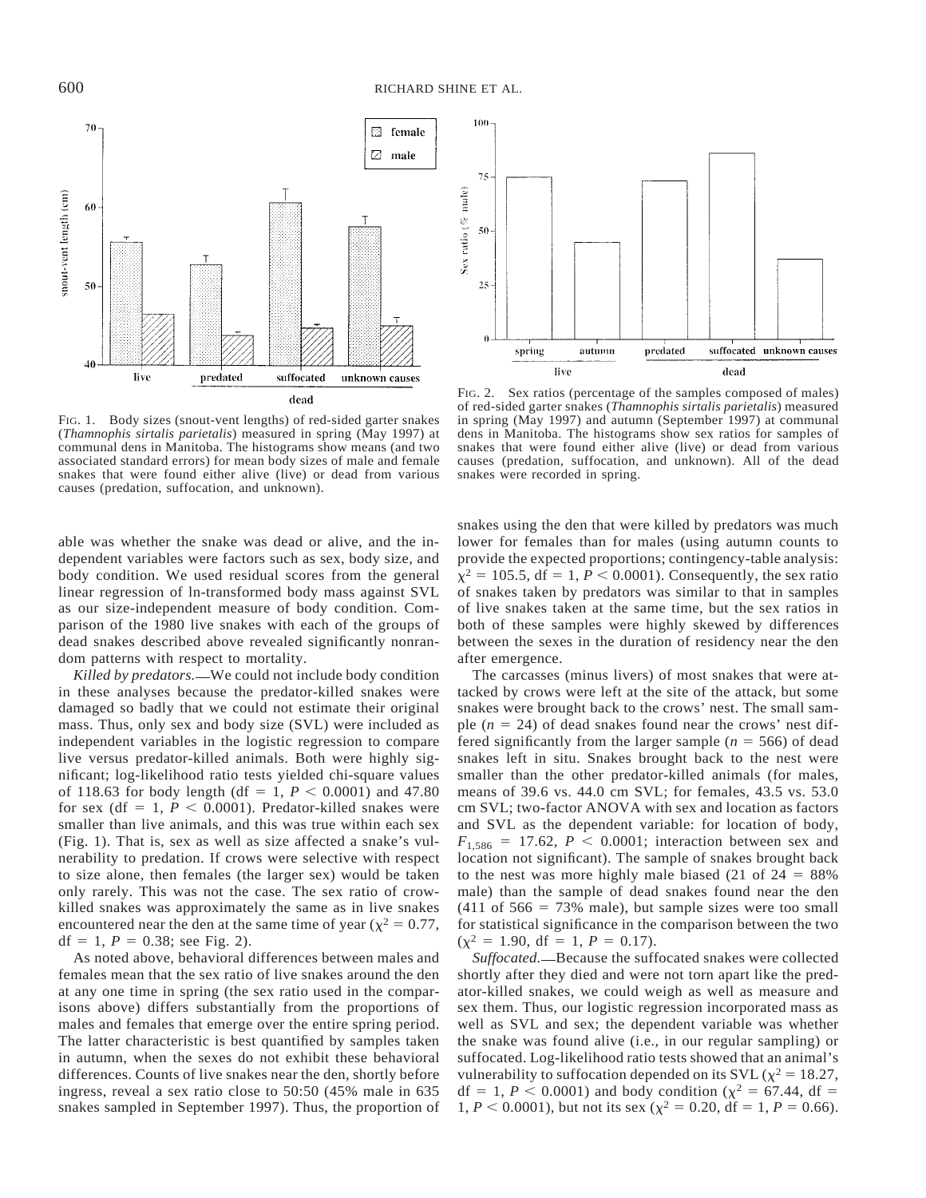70
60
50
40
snout-vent length (cm)
female
male
live
predated
suffocated
unknown causes
dead

FIG. 1. Body sizes (snout-vent lengths) of red-sided garter snakes (*Thamnophis sirtalis parietalis*) measured in spring (May 1997) at communal dens in Manitoba. The histograms show means (and two associated standard errors) for mean body sizes of male and female snakes that were found either alive (live) or dead from various causes (predation, suffocation, and unknown).

100
75
50
25
0
Sex ratio (% male)
spring
autumn
predated
suffocated
unknown causes
live
dead

FIG. 2. Sex ratios (percentage of the samples composed of males) of red-sided garter snakes (*Thamnophis sirtalis parietalis*) measured in spring (May 1997) and autumn (September 1997) at communal dens in Manitoba. The histograms show sex ratios for samples of snakes that were found either alive (live) or dead from various causes (predation, suffocation, and unknown). All of the dead snakes were recorded in spring.

able was whether the snake was dead or alive, and the independent variables were factors such as sex, body size, and body condition. We used residual scores from the general linear regression of ln-transformed body mass against SVL as our size-independent measure of body condition. Comparison of the 1980 live snakes with each of the groups of dead snakes described above revealed significantly nonrandom patterns with respect to mortality.

*Killed by predators.*—We could not include body condition in these analyses because the predator-killed snakes were damaged so badly that we could not estimate their original mass. Thus, only sex and body size (SVL) were included as independent variables in the logistic regression to compare live versus predator-killed animals. Both were highly significant; log-likelihood ratio tests yielded chi-square values of 118.63 for body length (df = 1, $P < 0.0001$) and 47.80 for sex (df = 1, $P < 0.0001$). Predator-killed snakes were smaller than live animals, and this was true within each sex (Fig. 1). That is, sex as well as size affected a snake's vulnerability to predation. If crows were selective with respect to size alone, then females (the larger sex) would be taken only rarely. This was not the case. The sex ratio of crow-killed snakes was approximately the same as in live snakes encountered near the den at the same time of year ($\chi^2 = 0.77$, df = 1, $P = 0.38$; see Fig. 2).

As noted above, behavioral differences between males and females mean that the sex ratio of live snakes around the den at any one time in spring (the sex ratio used in the comparisons above) differs substantially from the proportions of males and females that emerge over the entire spring period. The latter characteristic is best quantified by samples taken in autumn, when the sexes do not exhibit these behavioral differences. Counts of live snakes near the den, shortly before ingress, reveal a sex ratio close to 50:50 (45% male in 635 snakes sampled in September 1997). Thus, the proportion of snakes using the den that were killed by predators was much lower for females than for males (using autumn counts to provide the expected proportions; contingency-table analysis: $\chi^2 = 105.5$, df = 1, $P < 0.0001$). Consequently, the sex ratio of snakes taken by predators was similar to that in samples of live snakes taken at the same time, but the sex ratios in both of these samples were highly skewed by differences between the sexes in the duration of residency near the den after emergence.

The carcasses (minus livers) of most snakes that were attacked by crows were left at the site of the attack, but some snakes were brought back to the crows' nest. The small sample ($n = 24$) of dead snakes found near the crows' nest differed significantly from the larger sample ($n = 566$) of dead snakes left in situ. Snakes brought back to the nest were smaller than the other predator-killed animals (for males, means of 39.6 vs. 44.0 cm SVL; for females, 43.5 vs. 53.0 cm SVL; two-factor ANOVA with sex and location as factors and SVL as the dependent variable: for location of body, $F_{1,586} = 17.62$, $P < 0.0001$; interaction between sex and location not significant). The sample of snakes brought back to the nest was more highly male biased (21 of 24 = 88% male) than the sample of dead snakes found near the den (411 of 566 = 73% male), but sample sizes were too small for statistical significance in the comparison between the two ($\chi^2 = 1.90$, df = 1, $P = 0.17$).

*Suffocated.*—Because the suffocated snakes were collected shortly after they died and were not torn apart like the predator-killed snakes, we could weigh as well as measure and sex them. Thus, our logistic regression incorporated mass as well as SVL and sex; the dependent variable was whether the snake was found alive (i.e., in our regular sampling) or suffocated. Log-likelihood ratio tests showed that an animal's vulnerability to suffocation depended on its SVL ($\chi^2 = 18.27$, df = 1, $P < 0.0001$) and body condition ($\chi^2 = 67.44$, df = 1, $P < 0.0001$), but not its sex ($\chi^2 = 0.20$, df = 1, $P = 0.66$).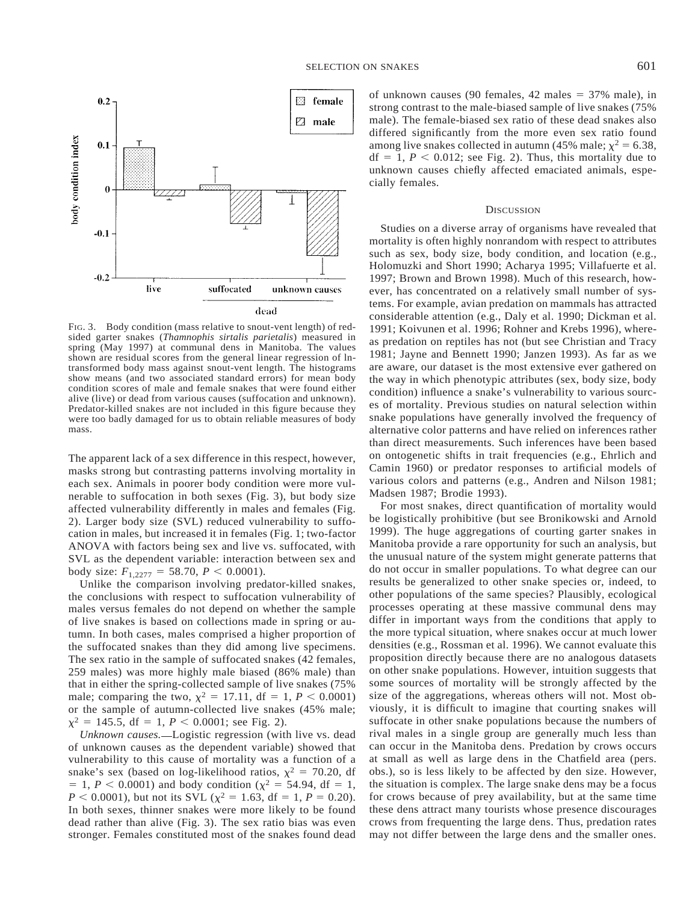0.2

0.1

0

-0.1

-0.2

body condition index

female

male

live

suffocated

unknown causes

dead

FIG. 3. Body condition (mass relative to snout-vent length) of red-sided garter snakes (*Thamnophis sirtalis parietalis*) measured in spring (May 1997) at communal dens in Manitoba. The values shown are residual scores from the general linear regression of ln-transformed body mass against snout-vent length. The histograms show means (and two associated standard errors) for mean body condition scores of male and female snakes that were found either alive (live) or dead from various causes (suffocation and unknown). Predator-killed snakes are not included in this figure because they were too badly damaged for us to obtain reliable measures of body mass.

The apparent lack of a sex difference in this respect, however, masks strong but contrasting patterns involving mortality in each sex. Animals in poorer body condition were more vulnerable to suffocation in both sexes (Fig. 3), but body size affected vulnerability differently in males and females (Fig. 2). Larger body size (SVL) reduced vulnerability to suffocation in males, but increased it in females (Fig. 1; two-factor ANOVA with factors being sex and live vs. suffocated, with SVL as the dependent variable: interaction between sex and body size: $F_{1,2277} = 58.70$, $P < 0.0001$).

Unlike the comparison involving predator-killed snakes, the conclusions with respect to suffocation vulnerability of males versus females do not depend on whether the sample of live snakes is based on collections made in spring or autumn. In both cases, males comprised a higher proportion of the suffocated snakes than they did among live specimens. The sex ratio in the sample of suffocated snakes (42 females, 259 males) was more highly male biased (86% male) than that in either the spring-collected sample of live snakes (75% male; comparing the two, $\chi^2 = 17.11$, df $= 1$, $P < 0.0001$) or the sample of autumn-collected live snakes (45% male; $\chi^2 = 145.5$, df $= 1$, $P < 0.0001$; see Fig. 2).

*Unknown causes.*—Logistic regression (with live vs. dead of unknown causes as the dependent variable) showed that vulnerability to this cause of mortality was a function of a snake's sex (based on log-likelihood ratios, $\chi^2 = 70.20$, df $= 1$, $P < 0.0001$) and body condition ($\chi^2 = 54.94$, df $= 1$, $P < 0.0001$), but not its SVL ($\chi^2 = 1.63$, df $= 1$, $P = 0.20$). In both sexes, thinner snakes were more likely to be found dead rather than alive (Fig. 3). The sex ratio bias was even stronger. Females constituted most of the snakes found dead of unknown causes (90 females, 42 males = 37% male), in strong contrast to the male-biased sample of live snakes (75% male). The female-biased sex ratio of these dead snakes also differed significantly from the more even sex ratio found among live snakes collected in autumn (45% male; $\chi^2 = 6.38$, df $= 1$, $P < 0.012$; see Fig. 2). Thus, this mortality due to unknown causes chiefly affected emaciated animals, especially females.

## DISCUSSION

Studies on a diverse array of organisms have revealed that mortality is often highly nonrandom with respect to attributes such as sex, body size, body condition, and location (e.g., Holomuzki and Short 1990; Acharya 1995; Villafuerte et al. 1997; Brown and Brown 1998). Much of this research, however, has concentrated on a relatively small number of systems. For example, avian predation on mammals has attracted considerable attention (e.g., Daly et al. 1990; Dickman et al. 1991; Koivunen et al. 1996; Rohner and Krebs 1996), whereas predation on reptiles has not (but see Christian and Tracy 1981; Jayne and Bennett 1990; Janzen 1993). As far as we are aware, our dataset is the most extensive ever gathered on the way in which phenotypic attributes (sex, body size, body condition) influence a snake's vulnerability to various sources of mortality. Previous studies on natural selection within snake populations have generally involved the frequency of alternative color patterns and have relied on inferences rather than direct measurements. Such inferences have been based on ontogenetic shifts in trait frequencies (e.g., Ehrlich and Camin 1960) or predator responses to artificial models of various colors and patterns (e.g., Andren and Nilson 1981; Madsen 1987; Brodie 1993).

For most snakes, direct quantification of mortality would be logistically prohibitive (but see Bronikowski and Arnold 1999). The huge aggregations of courting garter snakes in Manitoba provide a rare opportunity for such an analysis, but the unusual nature of the system might generate patterns that do not occur in smaller populations. To what degree can our results be generalized to other snake species or, indeed, to other populations of the same species? Plausibly, ecological processes operating at these massive communal dens may differ in important ways from the conditions that apply to the more typical situation, where snakes occur at much lower densities (e.g., Rossman et al. 1996). We cannot evaluate this proposition directly because there are no analogous datasets on other snake populations. However, intuition suggests that some sources of mortality will be strongly affected by the size of the aggregations, whereas others will not. Most obviously, it is difficult to imagine that courting snakes will suffocate in other snake populations because the numbers of rival males in a single group are generally much less than can occur in the Manitoba dens. Predation by crows occurs at small as well as large dens in the Chatfield area (pers. obs.), so is less likely to be affected by den size. However, the situation is complex. The large snake dens may be a focus for crows because of prey availability, but at the same time these dens attract many tourists whose presence discourages crows from frequenting the large dens. Thus, predation rates may not differ between the large dens and the smaller ones.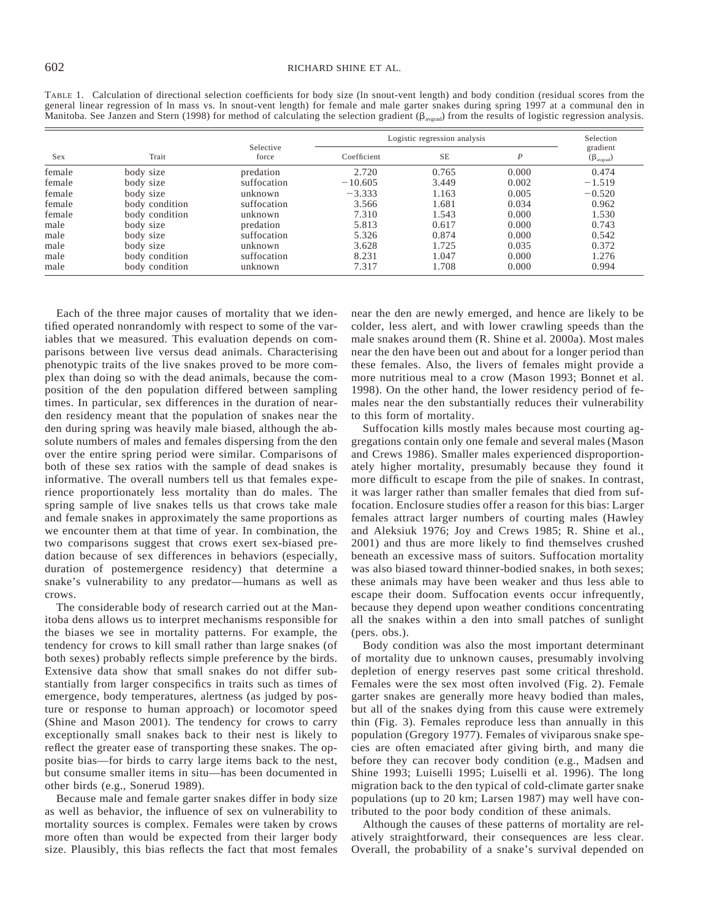TABLE 1. Calculation of directional selection coefficients for body size (ln snout-vent length) and body condition (residual scores from the general linear regression of ln mass vs. ln snout-vent length) for female and male garter snakes during spring 1997 at a communal den in Manitoba. See Janzen and Stern (1998) for method of calculating the selection gradient ($\beta_{avgrad}$) from the results of logistic regression analysis.

| Sex | Trait | Selective force | Logistic regression analysis | | | Selection gradient ($\beta_{avgrad}$) |
|---|---|---|---|---|---|---|
| | | | Coefficient | SE | $P$ | |
| female | body size | predation | 2.720 | 0.765 | 0.000 | 0.474 |
| female | body size | suffocation | −10.605 | 3.449 | 0.002 | −1.519 |
| female | body size | unknown | −3.333 | 1.163 | 0.005 | −0.520 |
| female | body condition | suffocation | 3.566 | 1.681 | 0.034 | 0.962 |
| female | body condition | unknown | 7.310 | 1.543 | 0.000 | 1.530 |
| male | body size | predation | 5.813 | 0.617 | 0.000 | 0.743 |
| male | body size | suffocation | 5.326 | 0.874 | 0.000 | 0.542 |
| male | body size | unknown | 3.628 | 1.725 | 0.035 | 0.372 |
| male | body condition | suffocation | 8.231 | 1.047 | 0.000 | 1.276 |
| male | body condition | unknown | 7.317 | 1.708 | 0.000 | 0.994 |

Each of the three major causes of mortality that we identified operated nonrandomly with respect to some of the variables that we measured. This evaluation depends on comparisons between live versus dead animals. Characterising phenotypic traits of the live snakes proved to be more complex than doing so with the dead animals, because the composition of the den population differed between sampling times. In particular, sex differences in the duration of near-den residency meant that the population of snakes near the den during spring was heavily male biased, although the absolute numbers of males and females dispersing from the den over the entire spring period were similar. Comparisons of both of these sex ratios with the sample of dead snakes is informative. The overall numbers tell us that females experience proportionately less mortality than do males. The spring sample of live snakes tells us that crows take male and female snakes in approximately the same proportions as we encounter them at that time of year. In combination, the two comparisons suggest that crows exert sex-biased predation because of sex differences in behaviors (especially, duration of postemergence residency) that determine a snake's vulnerability to any predator—humans as well as crows.

The considerable body of research carried out at the Manitoba dens allows us to interpret mechanisms responsible for the biases we see in mortality patterns. For example, the tendency for crows to kill small rather than large snakes (of both sexes) probably reflects simple preference by the birds. Extensive data show that small snakes do not differ substantially from larger conspecifics in traits such as times of emergence, body temperatures, alertness (as judged by posture or response to human approach) or locomotor speed (Shine and Mason 2001). The tendency for crows to carry exceptionally small snakes back to their nest is likely to reflect the greater ease of transporting these snakes. The opposite bias—for birds to carry large items back to the nest, but consume smaller items in situ—has been documented in other birds (e.g., Sonerud 1989).

Because male and female garter snakes differ in body size as well as behavior, the influence of sex on vulnerability to mortality sources is complex. Females were taken by crows more often than would be expected from their larger body size. Plausibly, this bias reflects the fact that most females near the den are newly emerged, and hence are likely to be colder, less alert, and with lower crawling speeds than the male snakes around them (R. Shine et al. 2000a). Most males near the den have been out and about for a longer period than these females. Also, the livers of females might provide a more nutritious meal to a crow (Mason 1993; Bonnet et al. 1998). On the other hand, the lower residency period of females near the den substantially reduces their vulnerability to this form of mortality.

Suffocation kills mostly males because most courting aggregations contain only one female and several males (Mason and Crews 1986). Smaller males experienced disproportionately higher mortality, presumably because they found it more difficult to escape from the pile of snakes. In contrast, it was larger rather than smaller females that died from suffocation. Enclosure studies offer a reason for this bias: Larger females attract larger numbers of courting males (Hawley and Aleksiuk 1976; Joy and Crews 1985; R. Shine et al., 2001) and thus are more likely to find themselves crushed beneath an excessive mass of suitors. Suffocation mortality was also biased toward thinner-bodied snakes, in both sexes; these animals may have been weaker and thus less able to escape their doom. Suffocation events occur infrequently, because they depend upon weather conditions concentrating all the snakes within a den into small patches of sunlight (pers. obs.).

Body condition was also the most important determinant of mortality due to unknown causes, presumably involving depletion of energy reserves past some critical threshold. Females were the sex most often involved (Fig. 2). Female garter snakes are generally more heavy bodied than males, but all of the snakes dying from this cause were extremely thin (Fig. 3). Females reproduce less than annually in this population (Gregory 1977). Females of viviparous snake species are often emaciated after giving birth, and many die before they can recover body condition (e.g., Madsen and Shine 1993; Luiselli 1995; Luiselli et al. 1996). The long migration back to the den typical of cold-climate garter snake populations (up to 20 km; Larsen 1987) may well have contributed to the poor body condition of these animals.

Although the causes of these patterns of mortality are relatively straightforward, their consequences are less clear. Overall, the probability of a snake's survival depended on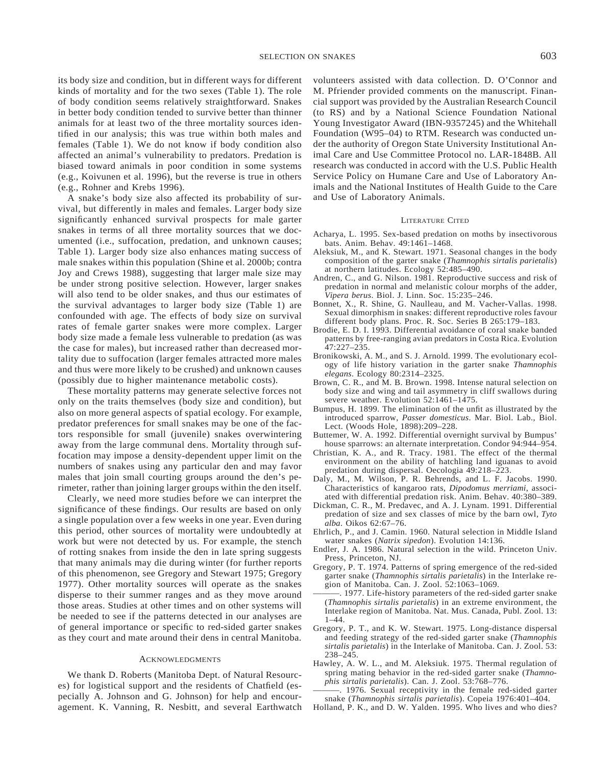its body size and condition, but in different ways for different kinds of mortality and for the two sexes (Table 1). The role of body condition seems relatively straightforward. Snakes in better body condition tended to survive better than thinner animals for at least two of the three mortality sources identified in our analysis; this was true within both males and females (Table 1). We do not know if body condition also affected an animal's vulnerability to predators. Predation is biased toward animals in poor condition in some systems (e.g., Koivunen et al. 1996), but the reverse is true in others (e.g., Rohner and Krebs 1996).

A snake's body size also affected its probability of survival, but differently in males and females. Larger body size significantly enhanced survival prospects for male garter snakes in terms of all three mortality sources that we documented (i.e., suffocation, predation, and unknown causes; Table 1). Larger body size also enhances mating success of male snakes within this population (Shine et al. 2000b; contra Joy and Crews 1988), suggesting that larger male size may be under strong positive selection. However, larger snakes will also tend to be older snakes, and thus our estimates of the survival advantages to larger body size (Table 1) are confounded with age. The effects of body size on survival rates of female garter snakes were more complex. Larger body size made a female less vulnerable to predation (as was the case for males), but increased rather than decreased mortality due to suffocation (larger females attracted more males and thus were more likely to be crushed) and unknown causes (possibly due to higher maintenance metabolic costs).

These mortality patterns may generate selective forces not only on the traits themselves (body size and condition), but also on more general aspects of spatial ecology. For example, predator preferences for small snakes may be one of the factors responsible for small (juvenile) snakes overwintering away from the large communal dens. Mortality through suffocation may impose a density-dependent upper limit on the numbers of snakes using any particular den and may favor males that join small courting groups around the den's perimeter, rather than joining larger groups within the den itself.

Clearly, we need more studies before we can interpret the significance of these findings. Our results are based on only a single population over a few weeks in one year. Even during this period, other sources of mortality were undoubtedly at work but were not detected by us. For example, the stench of rotting snakes from inside the den in late spring suggests that many animals may die during winter (for further reports of this phenomenon, see Gregory and Stewart 1975; Gregory 1977). Other mortality sources will operate as the snakes disperse to their summer ranges and as they move around those areas. Studies at other times and on other systems will be needed to see if the patterns detected in our analyses are of general importance or specific to red-sided garter snakes as they court and mate around their dens in central Manitoba.

## Acknowledgments

We thank D. Roberts (Manitoba Dept. of Natural Resources) for logistical support and the residents of Chatfield (especially A. Johnson and G. Johnson) for help and encouragement. K. Vanning, R. Nesbitt, and several Earthwatch volunteers assisted with data collection. D. O'Connor and M. Pfriender provided comments on the manuscript. Financial support was provided by the Australian Research Council (to RS) and by a National Science Foundation National Young Investigator Award (IBN-9357245) and the Whitehall Foundation (W95–04) to RTM. Research was conducted under the authority of Oregon State University Institutional Animal Care and Use Committee Protocol no. LAR-1848B. All research was conducted in accord with the U.S. Public Health Service Policy on Humane Care and Use of Laboratory Animals and the National Institutes of Health Guide to the Care and Use of Laboratory Animals.

## Literature Cited

Acharya, L. 1995. Sex-based predation on moths by insectivorous bats. Anim. Behav. 49:1461–1468.

Aleksiuk, M., and K. Stewart. 1971. Seasonal changes in the body composition of the garter snake (*Thamnophis sirtalis parietalis*) at northern latitudes. Ecology 52:485–490.

Andren, C., and G. Nilson. 1981. Reproductive success and risk of predation in normal and melanistic colour morphs of the adder, *Vipera berus*. Biol. J. Linn. Soc. 15:235–246.

Bonnet, X., R. Shine, G. Naulleau, and M. Vacher-Vallas. 1998. Sexual dimorphism in snakes: different reproductive roles favour different body plans. Proc. R. Soc. Series B 265:179–183.

Brodie, E. D. I. 1993. Differential avoidance of coral snake banded patterns by free-ranging avian predators in Costa Rica. Evolution 47:227–235.

Bronikowski, A. M., and S. J. Arnold. 1999. The evolutionary ecology of life history variation in the garter snake *Thamnophis elegans*. Ecology 80:2314–2325.

Brown, C. R., and M. B. Brown. 1998. Intense natural selection on body size and wing and tail asymmetry in cliff swallows during severe weather. Evolution 52:1461–1475.

Bumpus, H. 1899. The elimination of the unfit as illustrated by the introduced sparrow, *Passer domesticus*. Mar. Biol. Lab., Biol. Lect. (Woods Hole, 1898):209–228.

Buttemer, W. A. 1992. Differential overnight survival by Bumpus' house sparrows: an alternate interpretation. Condor 94:944–954.

Christian, K. A., and R. Tracy. 1981. The effect of the thermal environment on the ability of hatchling land iguanas to avoid predation during dispersal. Oecologia 49:218–223.

Daly, M., M. Wilson, P. R. Behrends, and L. F. Jacobs. 1990. Characteristics of kangaroo rats, *Dipodomus merriami*, associated with differential predation risk. Anim. Behav. 40:380–389.

Dickman, C. R., M. Predavec, and A. J. Lynam. 1991. Differential predation of size and sex classes of mice by the barn owl, *Tyto alba*. Oikos 62:67–76.

Ehrlich, P., and J. Camin. 1960. Natural selection in Middle Island water snakes (*Natrix sipedon*). Evolution 14:136.

Endler, J. A. 1986. Natural selection in the wild. Princeton Univ. Press, Princeton, NJ.

Gregory, P. T. 1974. Patterns of spring emergence of the red-sided garter snake (*Thamnophis sirtalis parietalis*) in the Interlake region of Manitoba. Can. J. Zool. 52:1063–1069.

———. 1977. Life-history parameters of the red-sided garter snake (*Thamnophis sirtalis parietalis*) in an extreme environment, the Interlake region of Manitoba. Nat. Mus. Canada, Publ. Zool. 13: 1–44.

Gregory, P. T., and K. W. Stewart. 1975. Long-distance dispersal and feeding strategy of the red-sided garter snake (*Thamnophis sirtalis parietalis*) in the Interlake of Manitoba. Can. J. Zool. 53: 238–245.

Hawley, A. W. L., and M. Aleksiuk. 1975. Thermal regulation of spring mating behavior in the red-sided garter snake (*Thamnophis sirtalis parietalis*). Can. J. Zool. 53:768–776.

———. 1976. Sexual receptivity in the female red-sided garter snake (*Thamnophis sirtalis parietalis*). Copeia 1976:401–404.

Holland, P. K., and D. W. Yalden. 1995. Who lives and who dies?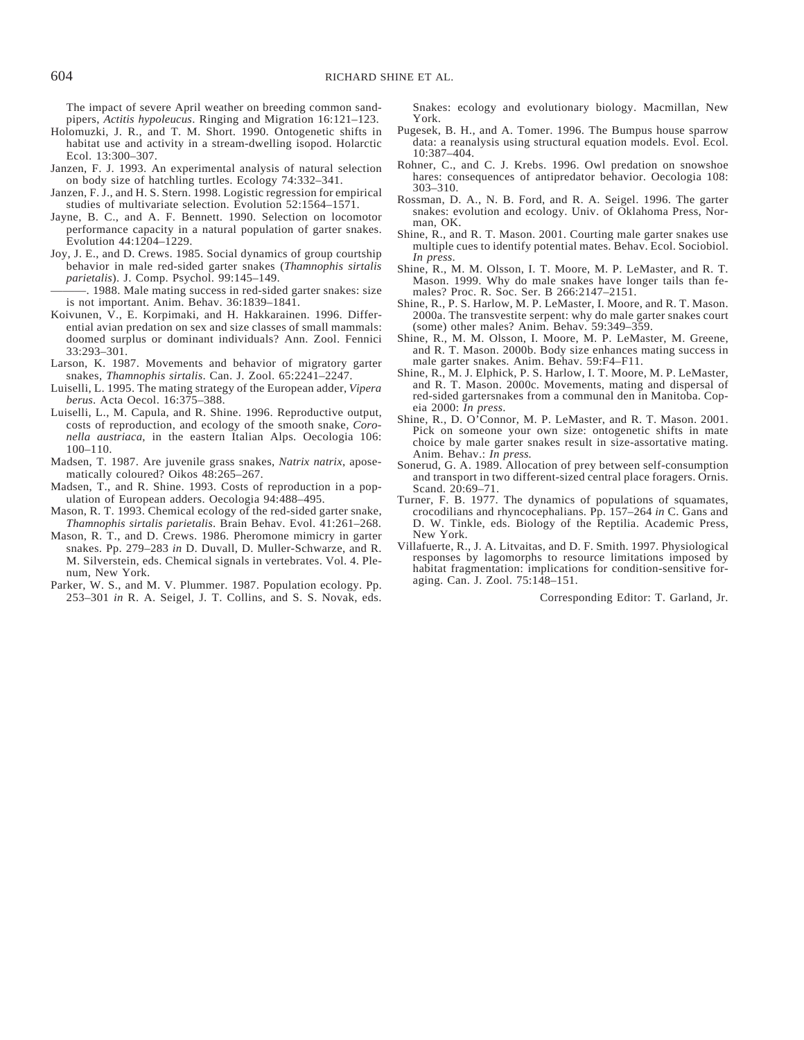The impact of severe April weather on breeding common sandpipers, *Actitis hypoleucus*. Ringing and Migration 16:121–123.

Holomuzki, J. R., and T. M. Short. 1990. Ontogenetic shifts in habitat use and activity in a stream-dwelling isopod. Holarctic Ecol. 13:300–307.

Janzen, F. J. 1993. An experimental analysis of natural selection on body size of hatchling turtles. Ecology 74:332–341.

Janzen, F. J., and H. S. Stern. 1998. Logistic regression for empirical studies of multivariate selection. Evolution 52:1564–1571.

Jayne, B. C., and A. F. Bennett. 1990. Selection on locomotor performance capacity in a natural population of garter snakes. Evolution 44:1204–1229.

Joy, J. E., and D. Crews. 1985. Social dynamics of group courtship behavior in male red-sided garter snakes (*Thamnophis sirtalis parietalis*). J. Comp. Psychol. 99:145–149.

———. 1988. Male mating success in red-sided garter snakes: size is not important. Anim. Behav. 36:1839–1841.

Koivunen, V., E. Korpimaki, and H. Hakkarainen. 1996. Differential avian predation on sex and size classes of small mammals: doomed surplus or dominant individuals? Ann. Zool. Fennici 33:293–301.

Larson, K. 1987. Movements and behavior of migratory garter snakes, *Thamnophis sirtalis*. Can. J. Zool. 65:2241–2247.

Luiselli, L. 1995. The mating strategy of the European adder, *Vipera berus*. Acta Oecol. 16:375–388.

Luiselli, L., M. Capula, and R. Shine. 1996. Reproductive output, costs of reproduction, and ecology of the smooth snake, *Coronella austriaca*, in the eastern Italian Alps. Oecologia 106: 100–110.

Madsen, T. 1987. Are juvenile grass snakes, *Natrix natrix*, aposematically coloured? Oikos 48:265–267.

Madsen, T., and R. Shine. 1993. Costs of reproduction in a population of European adders. Oecologia 94:488–495.

Mason, R. T. 1993. Chemical ecology of the red-sided garter snake, *Thamnophis sirtalis parietalis*. Brain Behav. Evol. 41:261–268.

Mason, R. T., and D. Crews. 1986. Pheromone mimicry in garter snakes. Pp. 279–283 *in* D. Duvall, D. Muller-Schwarze, and R. M. Silverstein, eds. Chemical signals in vertebrates. Vol. 4. Plenum, New York.

Parker, W. S., and M. V. Plummer. 1987. Population ecology. Pp. 253–301 *in* R. A. Seigel, J. T. Collins, and S. S. Novak, eds. Snakes: ecology and evolutionary biology. Macmillan, New York.

Pugesek, B. H., and A. Tomer. 1996. The Bumpus house sparrow data: a reanalysis using structural equation models. Evol. Ecol. 10:387–404.

Rohner, C., and C. J. Krebs. 1996. Owl predation on snowshoe hares: consequences of antipredator behavior. Oecologia 108: 303–310.

Rossman, D. A., N. B. Ford, and R. A. Seigel. 1996. The garter snakes: evolution and ecology. Univ. of Oklahoma Press, Norman, OK.

Shine, R., and R. T. Mason. 2001. Courting male garter snakes use multiple cues to identify potential mates. Behav. Ecol. Sociobiol. *In press*.

Shine, R., M. M. Olsson, I. T. Moore, M. P. LeMaster, and R. T. Mason. 1999. Why do male snakes have longer tails than females? Proc. R. Soc. Ser. B 266:2147–2151.

Shine, R., P. S. Harlow, M. P. LeMaster, I. Moore, and R. T. Mason. 2000a. The transvestite serpent: why do male garter snakes court (some) other males? Anim. Behav. 59:349–359.

Shine, R., M. M. Olsson, I. Moore, M. P. LeMaster, M. Greene, and R. T. Mason. 2000b. Body size enhances mating success in male garter snakes. Anim. Behav. 59:F4–F11.

Shine, R., M. J. Elphick, P. S. Harlow, I. T. Moore, M. P. LeMaster, and R. T. Mason. 2000c. Movements, mating and dispersal of red-sided gartersnakes from a communal den in Manitoba. Copeia 2000: *In press*.

Shine, R., D. O'Connor, M. P. LeMaster, and R. T. Mason. 2001. Pick on someone your own size: ontogenetic shifts in mate choice by male garter snakes result in size-assortative mating. Anim. Behav.: *In press.*

Sonerud, G. A. 1989. Allocation of prey between self-consumption and transport in two different-sized central place foragers. Ornis. Scand. 20:69–71.

Turner, F. B. 1977. The dynamics of populations of squamates, crocodilians and rhyncocephalians. Pp. 157–264 *in* C. Gans and D. W. Tinkle, eds. Biology of the Reptilia. Academic Press, New York.

Villafuerte, R., J. A. Litvaitas, and D. F. Smith. 1997. Physiological responses by lagomorphs to resource limitations imposed by habitat fragmentation: implications for condition-sensitive foraging. Can. J. Zool. 75:148–151.

Corresponding Editor: T. Garland, Jr.